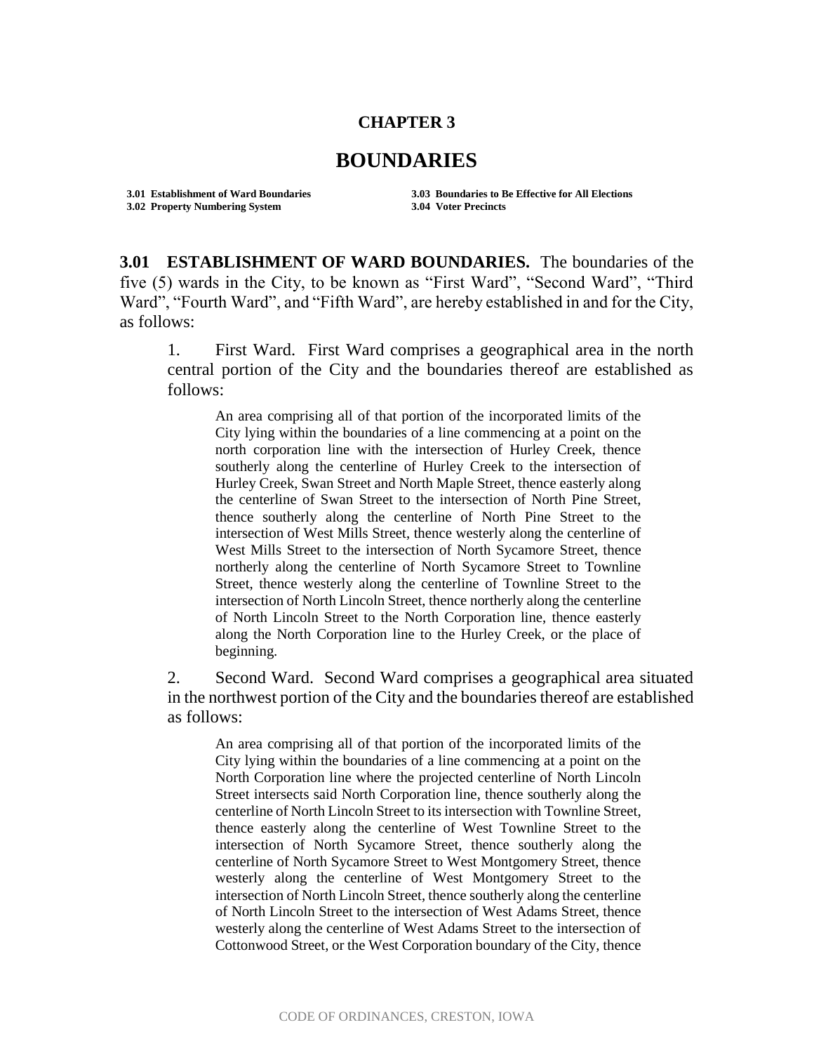# CHAPTER 3

# BOUNDARIES

**3.01 Establishment of Ward Boundaries**
**3.02 Property Numbering System**
**3.03 Boundaries to Be Effective for All Elections**
**3.04 Voter Precincts**

**3.01 ESTABLISHMENT OF WARD BOUNDARIES.** The boundaries of the five (5) wards in the City, to be known as "First Ward", "Second Ward", "Third Ward", "Fourth Ward", and "Fifth Ward", are hereby established in and for the City, as follows:

1. First Ward. First Ward comprises a geographical area in the north central portion of the City and the boundaries thereof are established as follows:

> An area comprising all of that portion of the incorporated limits of the City lying within the boundaries of a line commencing at a point on the north corporation line with the intersection of Hurley Creek, thence southerly along the centerline of Hurley Creek to the intersection of Hurley Creek, Swan Street and North Maple Street, thence easterly along the centerline of Swan Street to the intersection of North Pine Street, thence southerly along the centerline of North Pine Street to the intersection of West Mills Street, thence westerly along the centerline of West Mills Street to the intersection of North Sycamore Street, thence northerly along the centerline of North Sycamore Street to Townline Street, thence westerly along the centerline of Townline Street to the intersection of North Lincoln Street, thence northerly along the centerline of North Lincoln Street to the North Corporation line, thence easterly along the North Corporation line to the Hurley Creek, or the place of beginning.

2. Second Ward. Second Ward comprises a geographical area situated in the northwest portion of the City and the boundaries thereof are established as follows:

> An area comprising all of that portion of the incorporated limits of the City lying within the boundaries of a line commencing at a point on the North Corporation line where the projected centerline of North Lincoln Street intersects said North Corporation line, thence southerly along the centerline of North Lincoln Street to its intersection with Townline Street, thence easterly along the centerline of West Townline Street to the intersection of North Sycamore Street, thence southerly along the centerline of North Sycamore Street to West Montgomery Street, thence westerly along the centerline of West Montgomery Street to the intersection of North Lincoln Street, thence southerly along the centerline of North Lincoln Street to the intersection of West Adams Street, thence westerly along the centerline of West Adams Street to the intersection of Cottonwood Street, or the West Corporation boundary of the City, thence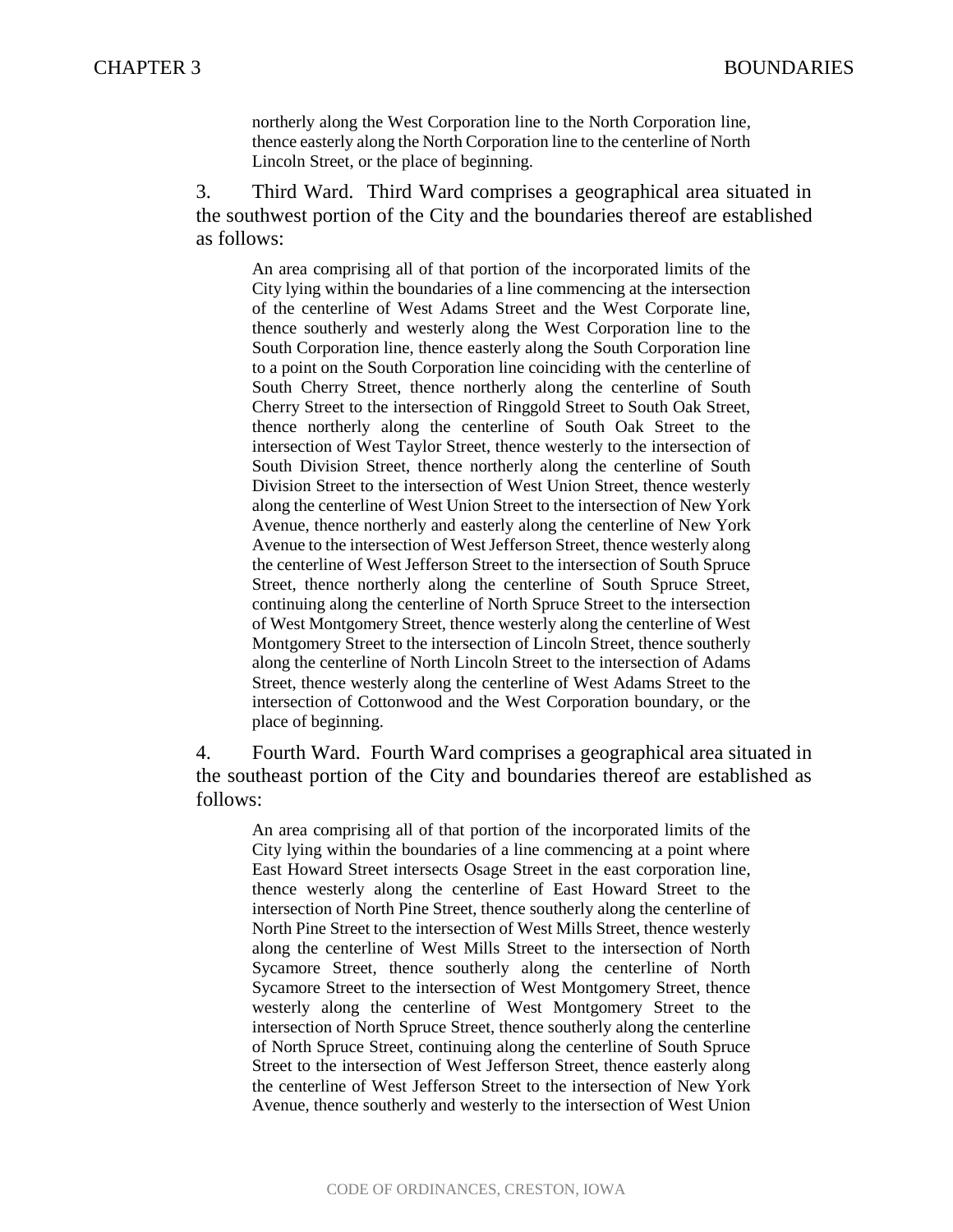northerly along the West Corporation line to the North Corporation line, thence easterly along the North Corporation line to the centerline of North Lincoln Street, or the place of beginning.

3. Third Ward. Third Ward comprises a geographical area situated in the southwest portion of the City and the boundaries thereof are established as follows:

> An area comprising all of that portion of the incorporated limits of the City lying within the boundaries of a line commencing at the intersection of the centerline of West Adams Street and the West Corporate line, thence southerly and westerly along the West Corporation line to the South Corporation line, thence easterly along the South Corporation line to a point on the South Corporation line coinciding with the centerline of South Cherry Street, thence northerly along the centerline of South Cherry Street to the intersection of Ringgold Street to South Oak Street, thence northerly along the centerline of South Oak Street to the intersection of West Taylor Street, thence westerly to the intersection of South Division Street, thence northerly along the centerline of South Division Street to the intersection of West Union Street, thence westerly along the centerline of West Union Street to the intersection of New York Avenue, thence northerly and easterly along the centerline of New York Avenue to the intersection of West Jefferson Street, thence westerly along the centerline of West Jefferson Street to the intersection of South Spruce Street, thence northerly along the centerline of South Spruce Street, continuing along the centerline of North Spruce Street to the intersection of West Montgomery Street, thence westerly along the centerline of West Montgomery Street to the intersection of Lincoln Street, thence southerly along the centerline of North Lincoln Street to the intersection of Adams Street, thence westerly along the centerline of West Adams Street to the intersection of Cottonwood and the West Corporation boundary, or the place of beginning.

4. Fourth Ward. Fourth Ward comprises a geographical area situated in the southeast portion of the City and boundaries thereof are established as follows:

> An area comprising all of that portion of the incorporated limits of the City lying within the boundaries of a line commencing at a point where East Howard Street intersects Osage Street in the east corporation line, thence westerly along the centerline of East Howard Street to the intersection of North Pine Street, thence southerly along the centerline of North Pine Street to the intersection of West Mills Street, thence westerly along the centerline of West Mills Street to the intersection of North Sycamore Street, thence southerly along the centerline of North Sycamore Street to the intersection of West Montgomery Street, thence westerly along the centerline of West Montgomery Street to the intersection of North Spruce Street, thence southerly along the centerline of North Spruce Street, continuing along the centerline of South Spruce Street to the intersection of West Jefferson Street, thence easterly along the centerline of West Jefferson Street to the intersection of New York Avenue, thence southerly and westerly to the intersection of West Union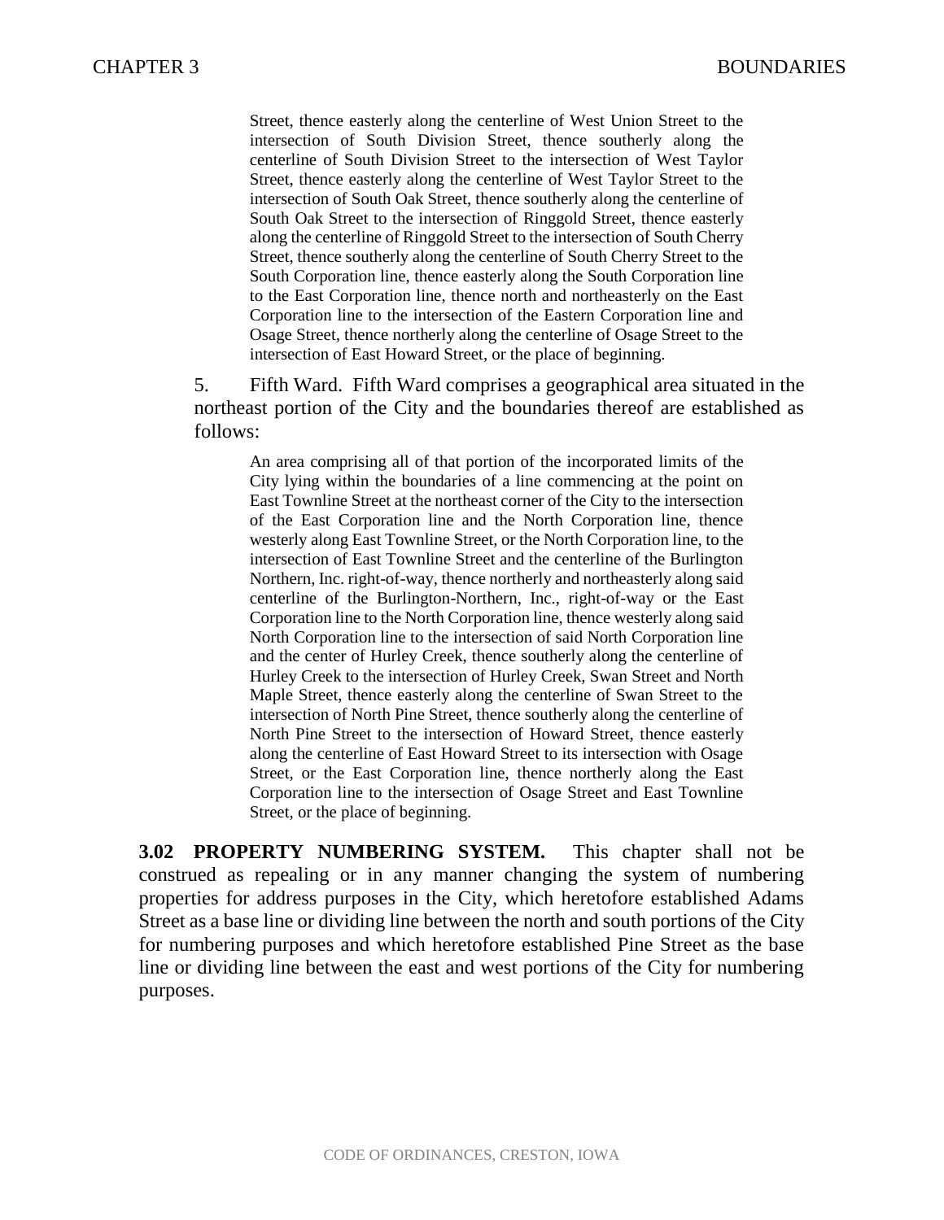> Street, thence easterly along the centerline of West Union Street to the intersection of South Division Street, thence southerly along the centerline of South Division Street to the intersection of West Taylor Street, thence easterly along the centerline of West Taylor Street to the intersection of South Oak Street, thence southerly along the centerline of South Oak Street to the intersection of Ringgold Street, thence easterly along the centerline of Ringgold Street to the intersection of South Cherry Street, thence southerly along the centerline of South Cherry Street to the South Corporation line, thence easterly along the South Corporation line to the East Corporation line, thence north and northeasterly on the East Corporation line to the intersection of the Eastern Corporation line and Osage Street, thence northerly along the centerline of Osage Street to the intersection of East Howard Street, or the place of beginning.

5. Fifth Ward. Fifth Ward comprises a geographical area situated in the northeast portion of the City and the boundaries thereof are established as follows:

> An area comprising all of that portion of the incorporated limits of the City lying within the boundaries of a line commencing at the point on East Townline Street at the northeast corner of the City to the intersection of the East Corporation line and the North Corporation line, thence westerly along East Townline Street, or the North Corporation line, to the intersection of East Townline Street and the centerline of the Burlington Northern, Inc. right-of-way, thence northerly and northeasterly along said centerline of the Burlington-Northern, Inc., right-of-way or the East Corporation line to the North Corporation line, thence westerly along said North Corporation line to the intersection of said North Corporation line and the center of Hurley Creek, thence southerly along the centerline of Hurley Creek to the intersection of Hurley Creek, Swan Street and North Maple Street, thence easterly along the centerline of Swan Street to the intersection of North Pine Street, thence southerly along the centerline of North Pine Street to the intersection of Howard Street, thence easterly along the centerline of East Howard Street to its intersection with Osage Street, or the East Corporation line, thence northerly along the East Corporation line to the intersection of Osage Street and East Townline Street, or the place of beginning.

**3.02 PROPERTY NUMBERING SYSTEM.** This chapter shall not be construed as repealing or in any manner changing the system of numbering properties for address purposes in the City, which heretofore established Adams Street as a base line or dividing line between the north and south portions of the City for numbering purposes and which heretofore established Pine Street as the base line or dividing line between the east and west portions of the City for numbering purposes.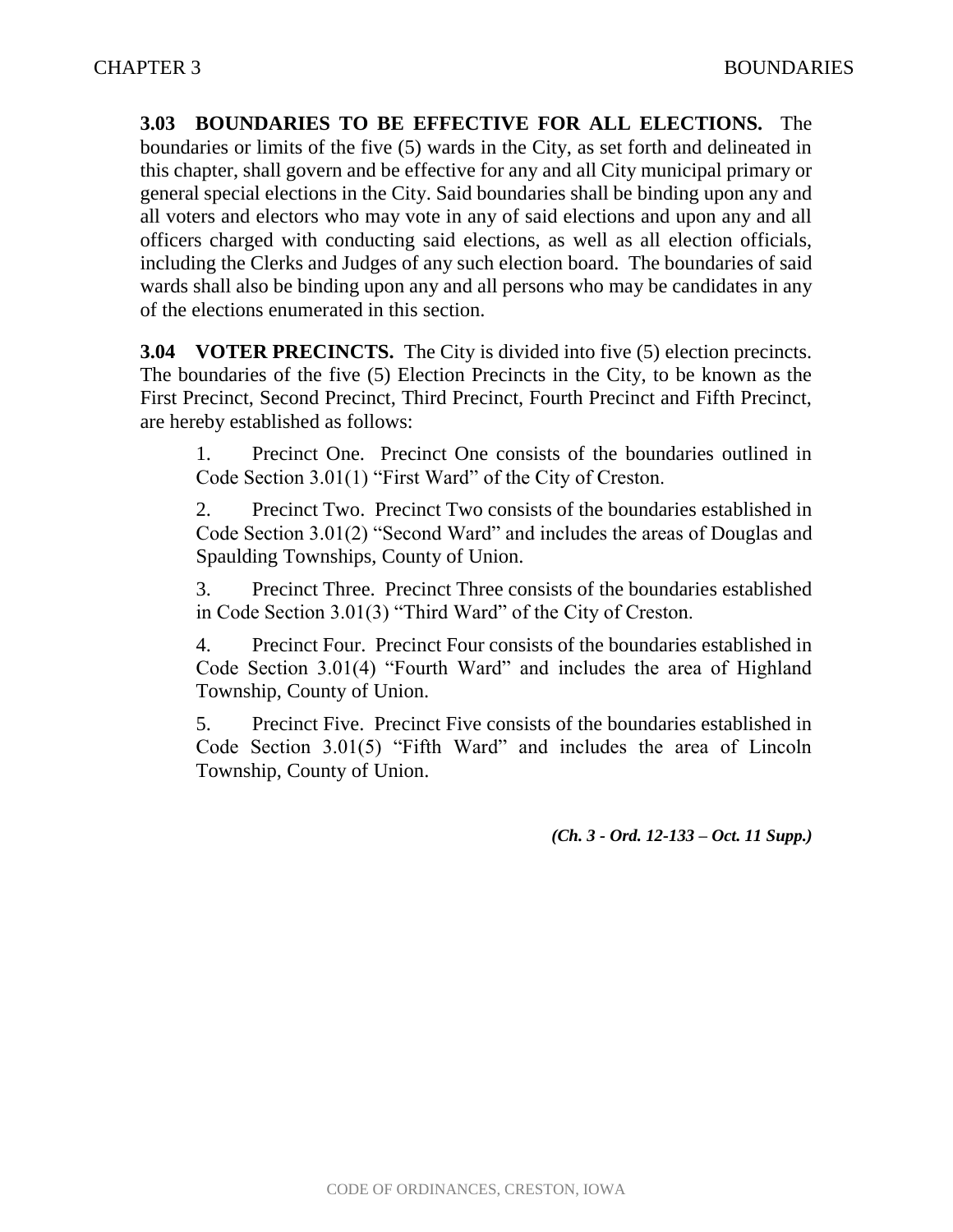**3.03 BOUNDARIES TO BE EFFECTIVE FOR ALL ELECTIONS.** The boundaries or limits of the five (5) wards in the City, as set forth and delineated in this chapter, shall govern and be effective for any and all City municipal primary or general special elections in the City. Said boundaries shall be binding upon any and all voters and electors who may vote in any of said elections and upon any and all officers charged with conducting said elections, as well as all election officials, including the Clerks and Judges of any such election board. The boundaries of said wards shall also be binding upon any and all persons who may be candidates in any of the elections enumerated in this section.

**3.04 VOTER PRECINCTS.** The City is divided into five (5) election precincts. The boundaries of the five (5) Election Precincts in the City, to be known as the First Precinct, Second Precinct, Third Precinct, Fourth Precinct and Fifth Precinct, are hereby established as follows:

1. Precinct One. Precinct One consists of the boundaries outlined in Code Section 3.01(1) "First Ward" of the City of Creston.

2. Precinct Two. Precinct Two consists of the boundaries established in Code Section 3.01(2) "Second Ward" and includes the areas of Douglas and Spaulding Townships, County of Union.

3. Precinct Three. Precinct Three consists of the boundaries established in Code Section 3.01(3) "Third Ward" of the City of Creston.

4. Precinct Four. Precinct Four consists of the boundaries established in Code Section 3.01(4) "Fourth Ward" and includes the area of Highland Township, County of Union.

5. Precinct Five. Precinct Five consists of the boundaries established in Code Section 3.01(5) "Fifth Ward" and includes the area of Lincoln Township, County of Union.

***(Ch. 3 - Ord. 12-133 – Oct. 11 Supp.)***